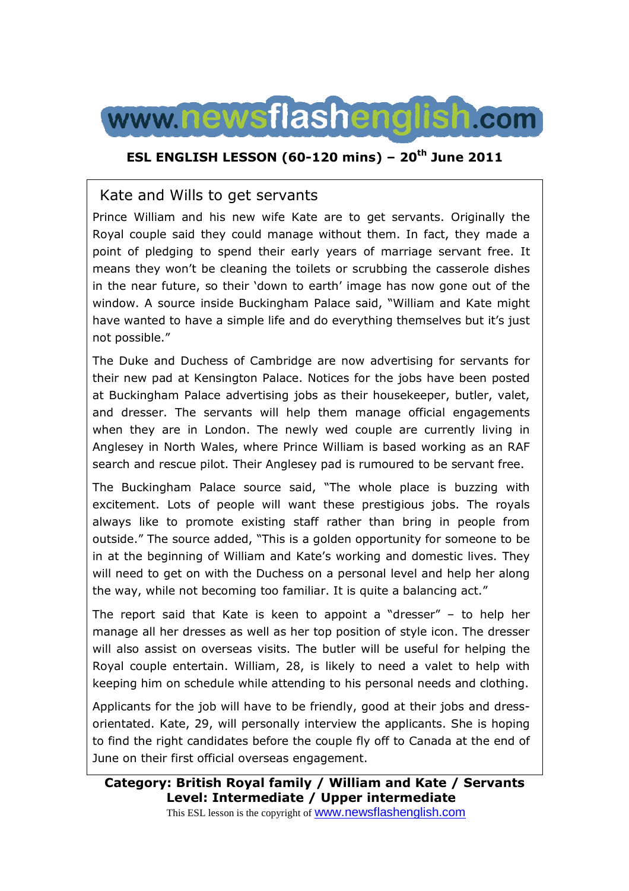# www.newsflashenglish.com

**ESL ENGLISH LESSON (60-120 mins) – 20th June 2011**

## Kate and Wills to get servants

Prince William and his new wife Kate are to get servants. Originally the Royal couple said they could manage without them. In fact, they made a point of pledging to spend their early years of marriage servant free. It means they won't be cleaning the toilets or scrubbing the casserole dishes in the near future, so their 'down to earth' image has now gone out of the window. A source inside Buckingham Palace said, "William and Kate might have wanted to have a simple life and do everything themselves but it's just not possible."

The Duke and Duchess of Cambridge are now advertising for servants for their new pad at Kensington Palace. Notices for the jobs have been posted at Buckingham Palace advertising jobs as their housekeeper, butler, valet, and dresser. The servants will help them manage official engagements when they are in London. The newly wed couple are currently living in Anglesey in North Wales, where Prince William is based working as an RAF search and rescue pilot. Their Anglesey pad is rumoured to be servant free.

The Buckingham Palace source said, "The whole place is buzzing with excitement. Lots of people will want these prestigious jobs. The royals always like to promote existing staff rather than bring in people from outside." The source added, "This is a golden opportunity for someone to be in at the beginning of William and Kate's working and domestic lives. They will need to get on with the Duchess on a personal level and help her along the way, while not becoming too familiar. It is quite a balancing act."

The report said that Kate is keen to appoint a "dresser" – to help her manage all her dresses as well as her top position of style icon. The dresser will also assist on overseas visits. The butler will be useful for helping the Royal couple entertain. William, 28, is likely to need a valet to help with keeping him on schedule while attending to his personal needs and clothing.

Applicants for the job will have to be friendly, good at their jobs and dress-orientated. Kate, 29, will personally interview the applicants. She is hoping to find the right candidates before the couple fly off to Canada at the end of June on their first official overseas engagement.

**Category: British Royal family / William and Kate / Servants**
**Level: Intermediate / Upper intermediate**

This ESL lesson is the copyright of www.newsflashenglish.com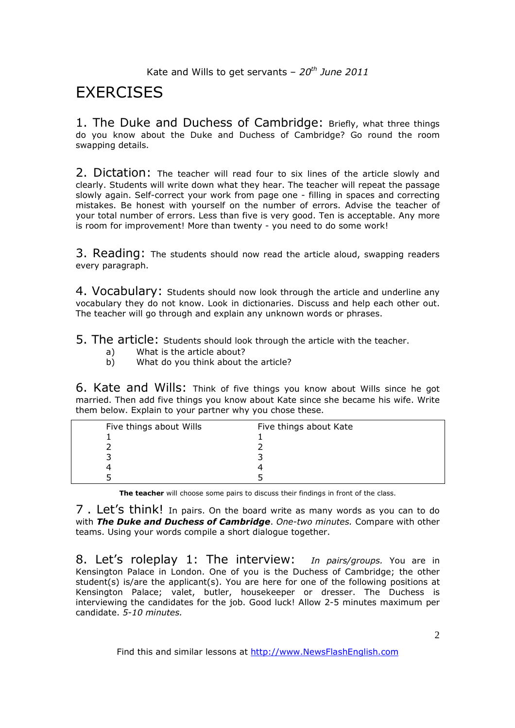# EXERCISES

**1. The Duke and Duchess of Cambridge:** Briefly, what three things do you know about the Duke and Duchess of Cambridge? Go round the room swapping details.

**2. Dictation:** The teacher will read four to six lines of the article slowly and clearly. Students will write down what they hear. The teacher will repeat the passage slowly again. Self-correct your work from page one - filling in spaces and correcting mistakes. Be honest with yourself on the number of errors. Advise the teacher of your total number of errors. Less than five is very good. Ten is acceptable. Any more is room for improvement! More than twenty - you need to do some work!

**3. Reading:** The students should now read the article aloud, swapping readers every paragraph.

**4. Vocabulary:** Students should now look through the article and underline any vocabulary they do not know. Look in dictionaries. Discuss and help each other out. The teacher will go through and explain any unknown words or phrases.

**5. The article:** Students should look through the article with the teacher.

a) What is the article about?
b) What do you think about the article?

**6. Kate and Wills:** Think of five things you know about Wills since he got married. Then add five things you know about Kate since she became his wife. Write them below. Explain to your partner why you chose these.

| Five things about Wills | Five things about Kate |
|---|---|
| 1 | 1 |
| 2 | 2 |
| 3 | 3 |
| 4 | 4 |
| 5 | 5 |

**The teacher** will choose some pairs to discuss their findings in front of the class.

**7. Let's think!** In pairs. On the board write as many words as you can to do with ***The Duke and Duchess of Cambridge***. *One-two minutes.* Compare with other teams. Using your words compile a short dialogue together.

**8. Let's roleplay 1: The interview:** *In pairs/groups.* You are in Kensington Palace in London. One of you is the Duchess of Cambridge; the other student(s) is/are the applicant(s). You are here for one of the following positions at Kensington Palace; valet, butler, housekeeper or dresser. The Duchess is interviewing the candidates for the job. Good luck! Allow 2-5 minutes maximum per candidate. *5-10 minutes.*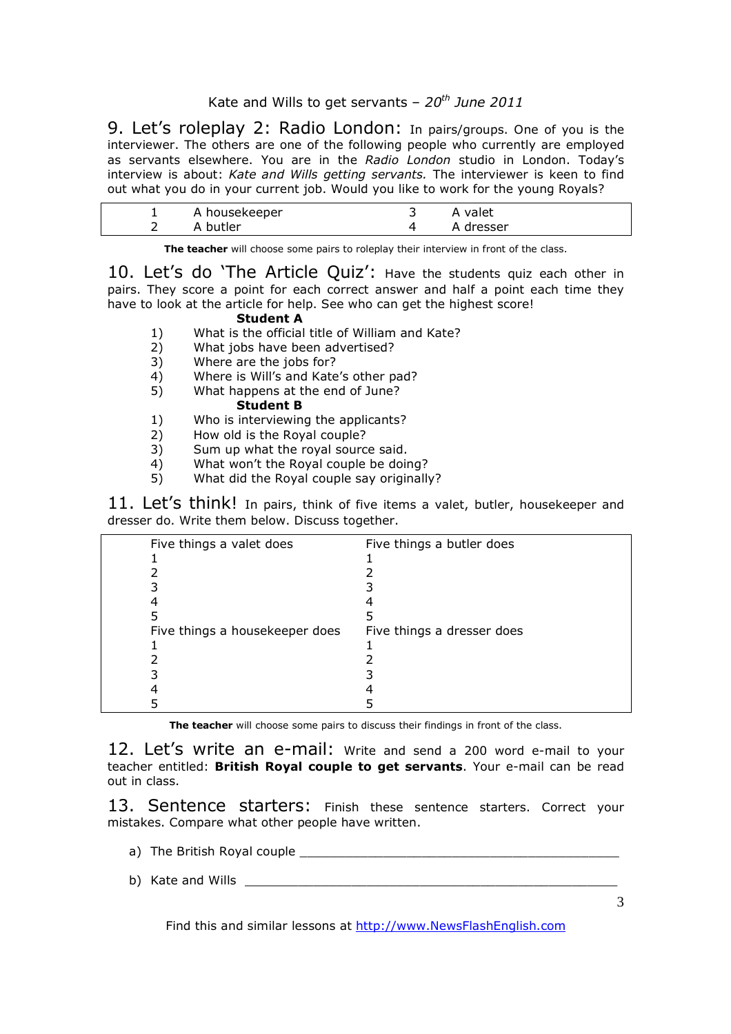## 9. Let's roleplay 2: Radio London:

In pairs/groups. One of you is the interviewer. The others are one of the following people who currently are employed as servants elsewhere. You are in the *Radio London* studio in London. Today's interview is about: *Kate and Wills getting servants.* The interviewer is keen to find out what you do in your current job. Would you like to work for the young Royals?

| | | | |
|---|---|---|---|
| 1 | A housekeeper | 3 | A valet |
| 2 | A butler | 4 | A dresser |

**The teacher** will choose some pairs to roleplay their interview in front of the class.

## 10. Let's do 'The Article Quiz':

Have the students quiz each other in pairs. They score a point for each correct answer and half a point each time they have to look at the article for help. See who can get the highest score!

**Student A**

1) What is the official title of William and Kate?
2) What jobs have been advertised?
3) Where are the jobs for?
4) Where is Will's and Kate's other pad?
5) What happens at the end of June?

**Student B**

1) Who is interviewing the applicants?
2) How old is the Royal couple?
3) Sum up what the royal source said.
4) What won't the Royal couple be doing?
5) What did the Royal couple say originally?

## 11. Let's think!

In pairs, think of five items a valet, butler, housekeeper and dresser do. Write them below. Discuss together.

| Five things a valet does | Five things a butler does |
|---|---|
| 1 | 1 |
| 2 | 2 |
| 3 | 3 |
| 4 | 4 |
| 5 | 5 |
| **Five things a housekeeper does** | **Five things a dresser does** |
| 1 | 1 |
| 2 | 2 |
| 3 | 3 |
| 4 | 4 |
| 5 | 5 |

**The teacher** will choose some pairs to discuss their findings in front of the class.

## 12. Let's write an e-mail:

Write and send a 200 word e-mail to your teacher entitled: **British Royal couple to get servants**. Your e-mail can be read out in class.

## 13. Sentence starters:

Finish these sentence starters. Correct your mistakes. Compare what other people have written.

a) The British Royal couple ________________________________________

b) Kate and Wills ________________________________________________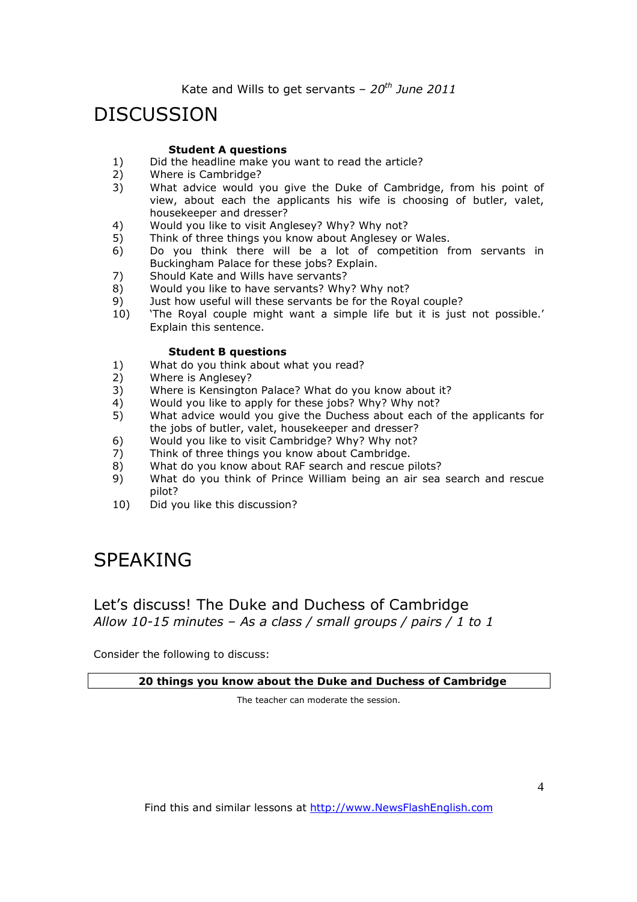Kate and Wills to get servants – *20th June 2011*

# DISCUSSION

**Student A questions**

1) Did the headline make you want to read the article?
2) Where is Cambridge?
3) What advice would you give the Duke of Cambridge, from his point of view, about each the applicants his wife is choosing of butler, valet, housekeeper and dresser?
4) Would you like to visit Anglesey? Why? Why not?
5) Think of three things you know about Anglesey or Wales.
6) Do you think there will be a lot of competition from servants in Buckingham Palace for these jobs? Explain.
7) Should Kate and Wills have servants?
8) Would you like to have servants? Why? Why not?
9) Just how useful will these servants be for the Royal couple?
10) 'The Royal couple might want a simple life but it is just not possible.' Explain this sentence.

**Student B questions**

1) What do you think about what you read?
2) Where is Anglesey?
3) Where is Kensington Palace? What do you know about it?
4) Would you like to apply for these jobs? Why? Why not?
5) What advice would you give the Duchess about each of the applicants for the jobs of butler, valet, housekeeper and dresser?
6) Would you like to visit Cambridge? Why? Why not?
7) Think of three things you know about Cambridge.
8) What do you know about RAF search and rescue pilots?
9) What do you think of Prince William being an air sea search and rescue pilot?
10) Did you like this discussion?

# SPEAKING

## Let's discuss! The Duke and Duchess of Cambridge

*Allow 10-15 minutes – As a class / small groups / pairs / 1 to 1*

Consider the following to discuss:

| **20 things you know about the Duke and Duchess of Cambridge** |
| --- |

The teacher can moderate the session.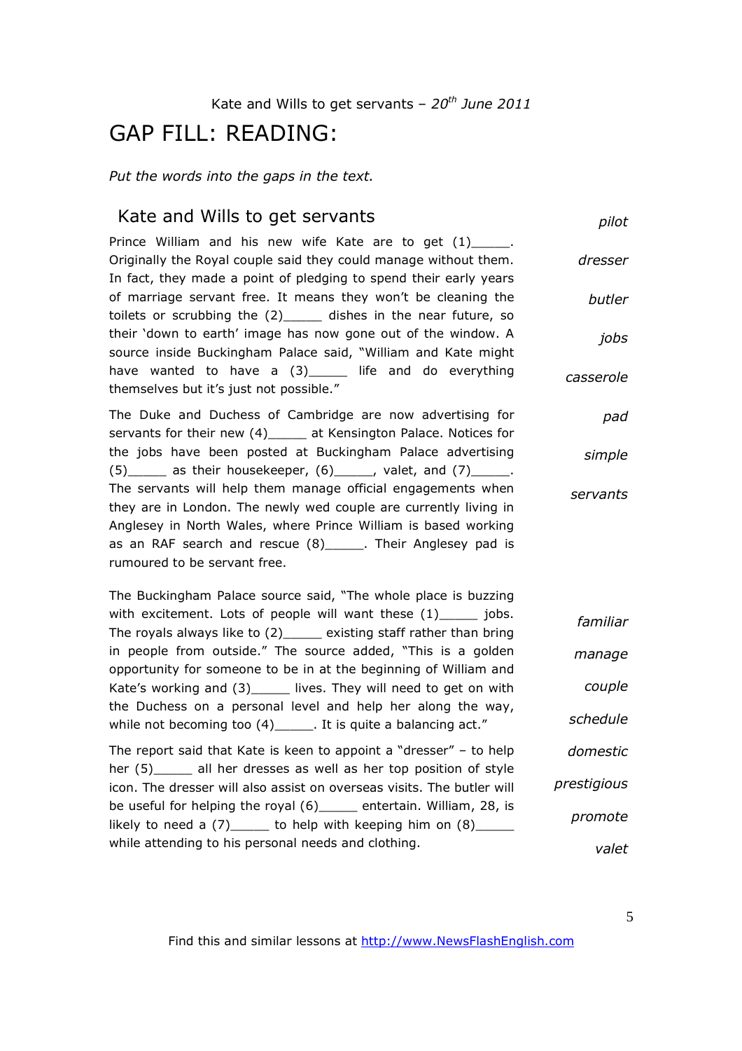Kate and Wills to get servants – *20th June 2011*

# GAP FILL: READING:

*Put the words into the gaps in the text.*

## Kate and Wills to get servants

Prince William and his new wife Kate are to get (1)_____. Originally the Royal couple said they could manage without them. In fact, they made a point of pledging to spend their early years of marriage servant free. It means they won't be cleaning the toilets or scrubbing the (2)_____ dishes in the near future, so their 'down to earth' image has now gone out of the window. A source inside Buckingham Palace said, "William and Kate might have wanted to have a (3)_____ life and do everything themselves but it's just not possible."

The Duke and Duchess of Cambridge are now advertising for servants for their new (4)_____ at Kensington Palace. Notices for the jobs have been posted at Buckingham Palace advertising (5)_____ as their housekeeper, (6)_____, valet, and (7)_____. The servants will help them manage official engagements when they are in London. The newly wed couple are currently living in Anglesey in North Wales, where Prince William is based working as an RAF search and rescue (8)_____. Their Anglesey pad is rumoured to be servant free.

*pilot*
*dresser*
*butler*
*jobs*
*casserole*
*pad*
*simple*
*servants*

The Buckingham Palace source said, "The whole place is buzzing with excitement. Lots of people will want these (1)_____ jobs. The royals always like to (2)_____ existing staff rather than bring in people from outside." The source added, "This is a golden opportunity for someone to be in at the beginning of William and Kate's working and (3)_____ lives. They will need to get on with the Duchess on a personal level and help her along the way, while not becoming too (4)_____. It is quite a balancing act."

The report said that Kate is keen to appoint a "dresser" – to help her (5)_____ all her dresses as well as her top position of style icon. The dresser will also assist on overseas visits. The butler will be useful for helping the royal (6)_____ entertain. William, 28, is likely to need a (7)_____ to help with keeping him on (8)_____ while attending to his personal needs and clothing.

*familiar*
*manage*
*couple*
*schedule*
*domestic*
*prestigious*
*promote*
*valet*

Find this and similar lessons at http://www.NewsFlashEnglish.com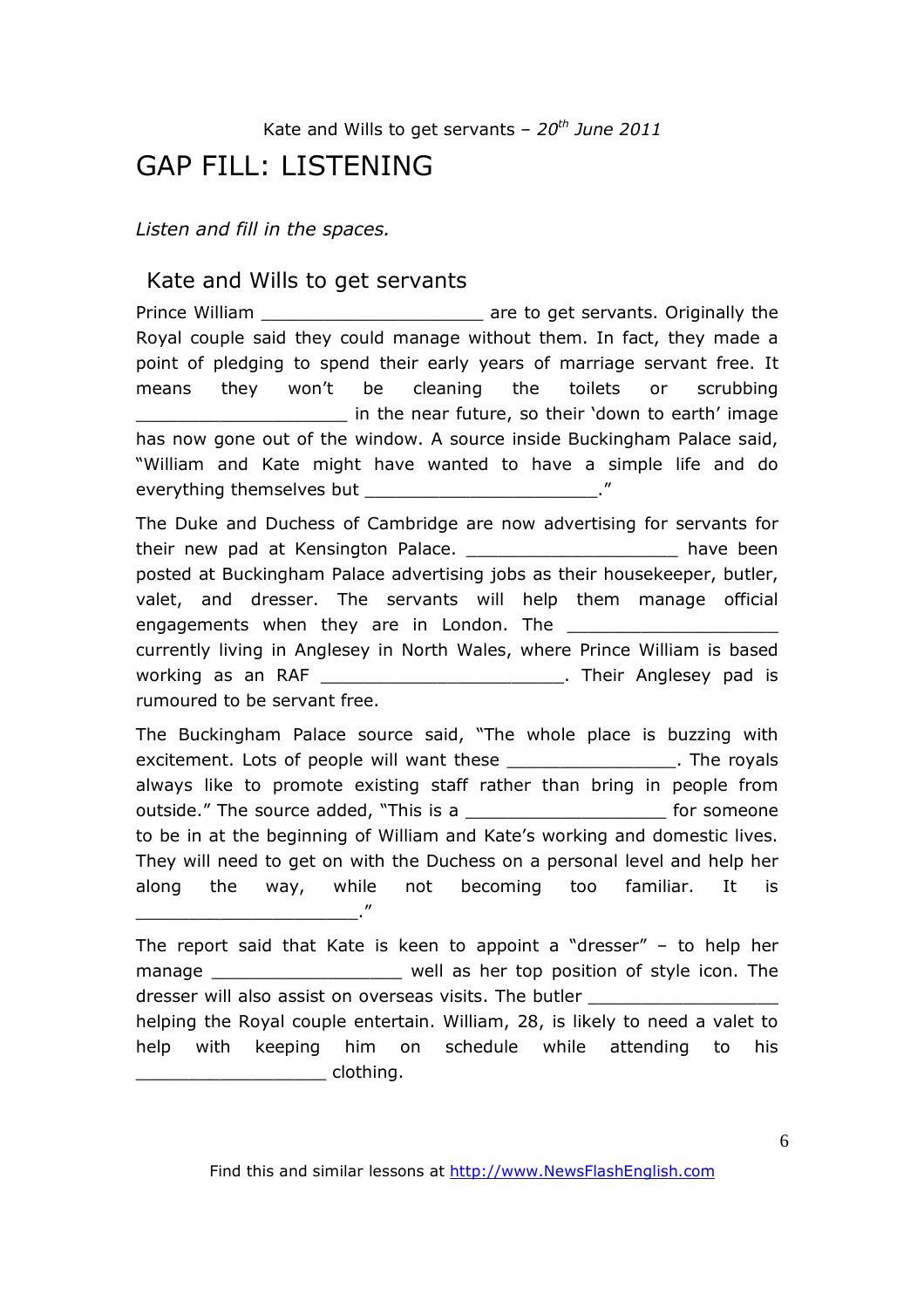Kate and Wills to get servants – *20th June 2011*

# GAP FILL: LISTENING

*Listen and fill in the spaces.*

## Kate and Wills to get servants

Prince William _____________________ are to get servants. Originally the Royal couple said they could manage without them. In fact, they made a point of pledging to spend their early years of marriage servant free. It means they won't be cleaning the toilets or scrubbing ____________________ in the near future, so their 'down to earth' image has now gone out of the window. A source inside Buckingham Palace said, "William and Kate might have wanted to have a simple life and do everything themselves but ______________________."

The Duke and Duchess of Cambridge are now advertising for servants for their new pad at Kensington Palace. ____________________ have been posted at Buckingham Palace advertising jobs as their housekeeper, butler, valet, and dresser. The servants will help them manage official engagements when they are in London. The ____________________ currently living in Anglesey in North Wales, where Prince William is based working as an RAF _______________________. Their Anglesey pad is rumoured to be servant free.

The Buckingham Palace source said, "The whole place is buzzing with excitement. Lots of people will want these ________________. The royals always like to promote existing staff rather than bring in people from outside." The source added, "This is a ___________________ for someone to be in at the beginning of William and Kate's working and domestic lives. They will need to get on with the Duchess on a personal level and help her along the way, while not becoming too familiar. It is _____________________."

The report said that Kate is keen to appoint a "dresser" – to help her manage __________________ well as her top position of style icon. The dresser will also assist on overseas visits. The butler __________________ helping the Royal couple entertain. William, 28, is likely to need a valet to help with keeping him on schedule while attending to his __________________ clothing.

Find this and similar lessons at http://www.NewsFlashEnglish.com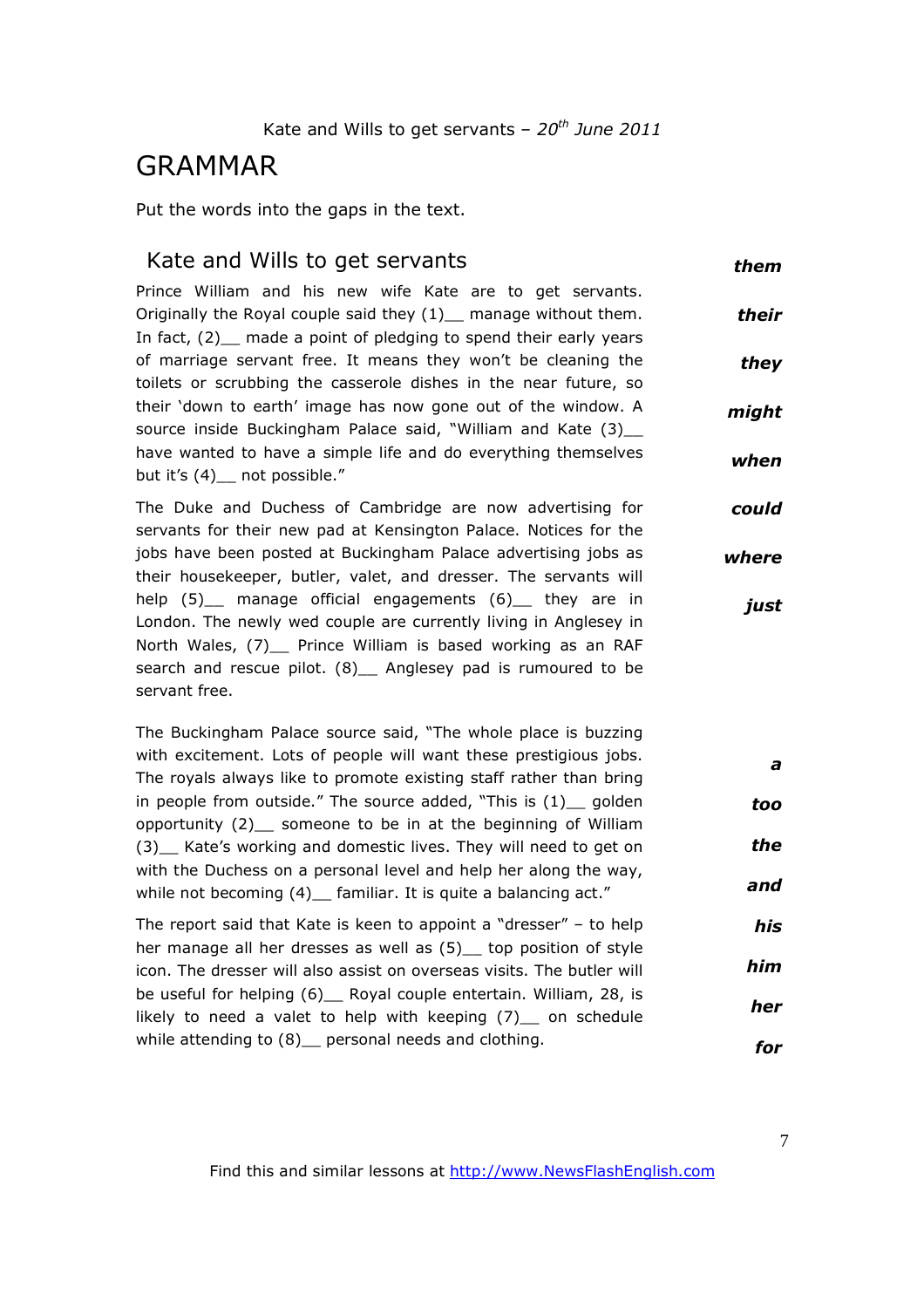# GRAMMAR

Put the words into the gaps in the text.

## Kate and Wills to get servants

Prince William and his new wife Kate are to get servants. Originally the Royal couple said they (1)__ manage without them. In fact, (2)__ made a point of pledging to spend their early years of marriage servant free. It means they won't be cleaning the toilets or scrubbing the casserole dishes in the near future, so their 'down to earth' image has now gone out of the window. A source inside Buckingham Palace said, "William and Kate (3)__ have wanted to have a simple life and do everything themselves but it's (4)__ not possible."

The Duke and Duchess of Cambridge are now advertising for servants for their new pad at Kensington Palace. Notices for the jobs have been posted at Buckingham Palace advertising jobs as their housekeeper, butler, valet, and dresser. The servants will help (5)__ manage official engagements (6)__ they are in London. The newly wed couple are currently living in Anglesey in North Wales, (7)__ Prince William is based working as an RAF search and rescue pilot. (8)__ Anglesey pad is rumoured to be servant free.

***them***

***their***

***they***

***might***

***when***

***could***

***where***

***just***

The Buckingham Palace source said, "The whole place is buzzing with excitement. Lots of people will want these prestigious jobs. The royals always like to promote existing staff rather than bring in people from outside." The source added, "This is (1)__ golden opportunity (2)__ someone to be in at the beginning of William (3)__ Kate's working and domestic lives. They will need to get on with the Duchess on a personal level and help her along the way, while not becoming (4)__ familiar. It is quite a balancing act."

The report said that Kate is keen to appoint a "dresser" – to help her manage all her dresses as well as (5)__ top position of style icon. The dresser will also assist on overseas visits. The butler will be useful for helping (6)__ Royal couple entertain. William, 28, is likely to need a valet to help with keeping (7)__ on schedule while attending to (8)__ personal needs and clothing.

***a***

***too***

***the***

***and***

***his***

***him***

***her***

***for***

Find this and similar lessons at http://www.NewsFlashEnglish.com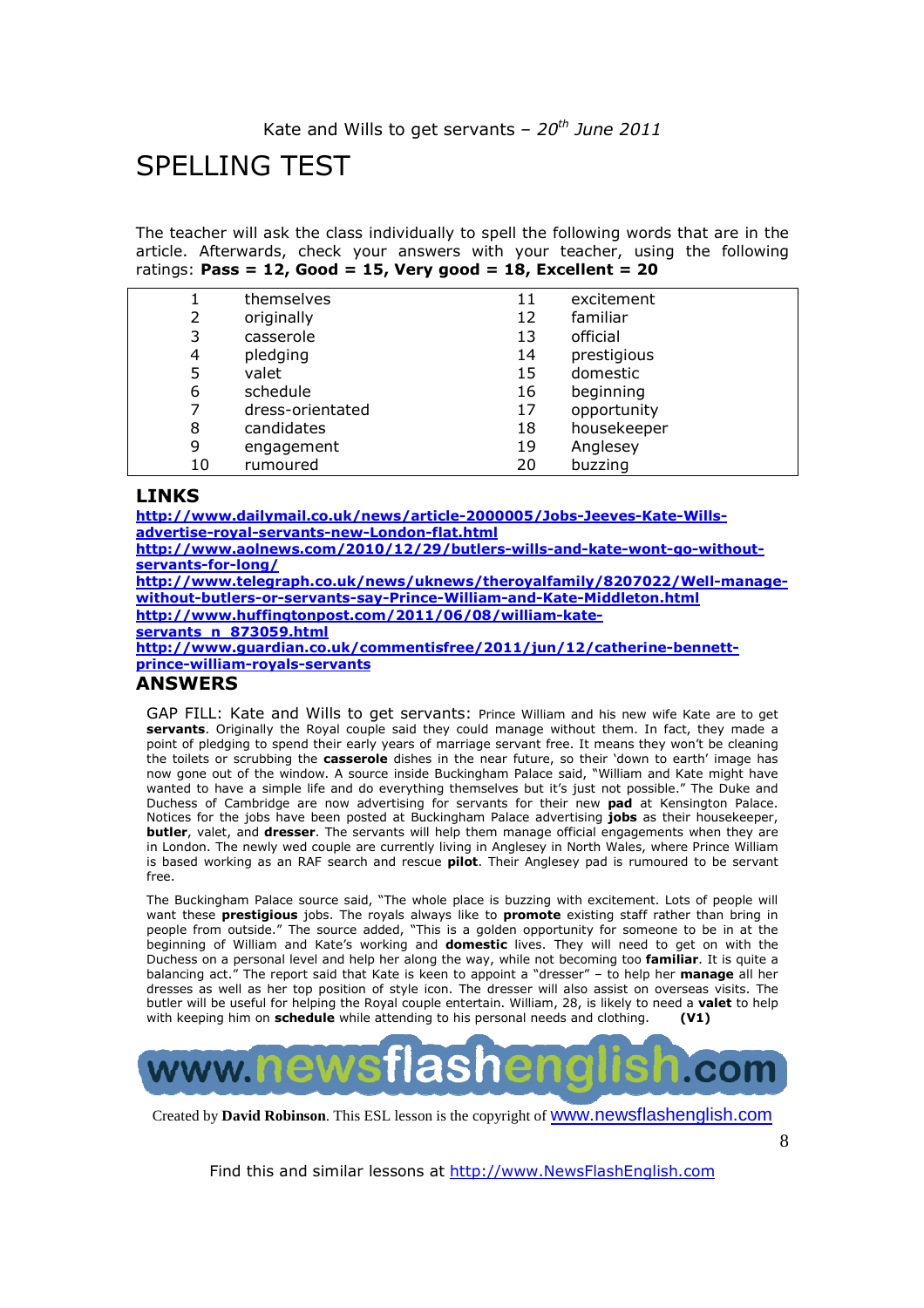Kate and Wills to get servants – *20th June 2011*

# SPELLING TEST

The teacher will ask the class individually to spell the following words that are in the article. Afterwards, check your answers with your teacher, using the following ratings: **Pass = 12, Good = 15, Very good = 18, Excellent = 20**

| | | | |
|---|---|---|---|
| 1 | themselves | 11 | excitement |
| 2 | originally | 12 | familiar |
| 3 | casserole | 13 | official |
| 4 | pledging | 14 | prestigious |
| 5 | valet | 15 | domestic |
| 6 | schedule | 16 | beginning |
| 7 | dress-orientated | 17 | opportunity |
| 8 | candidates | 18 | housekeeper |
| 9 | engagement | 19 | Anglesey |
| 10 | rumoured | 20 | buzzing |

## LINKS

**http://www.dailymail.co.uk/news/article-2000005/Jobs-Jeeves-Kate-Wills-advertise-royal-servants-new-London-flat.html**
**http://www.aolnews.com/2010/12/29/butlers-wills-and-kate-wont-go-without-servants-for-long/**
**http://www.telegraph.co.uk/news/uknews/theroyalfamily/8207022/Well-manage-without-butlers-or-servants-say-Prince-William-and-Kate-Middleton.html**
**http://www.huffingtonpost.com/2011/06/08/william-kate-servants_n_873059.html**
**http://www.guardian.co.uk/commentisfree/2011/jun/12/catherine-bennett-prince-william-royals-servants**

## ANSWERS

GAP FILL: Kate and Wills to get servants: Prince William and his new wife Kate are to get **servants**. Originally the Royal couple said they could manage without them. In fact, they made a point of pledging to spend their early years of marriage servant free. It means they won't be cleaning the toilets or scrubbing the **casserole** dishes in the near future, so their 'down to earth' image has now gone out of the window. A source inside Buckingham Palace said, "William and Kate might have wanted to have a simple life and do everything themselves but it's just not possible." The Duke and Duchess of Cambridge are now advertising for servants for their new **pad** at Kensington Palace. Notices for the jobs have been posted at Buckingham Palace advertising **jobs** as their housekeeper, **butler**, valet, and **dresser**. The servants will help them manage official engagements when they are in London. The newly wed couple are currently living in Anglesey in North Wales, where Prince William is based working as an RAF search and rescue **pilot**. Their Anglesey pad is rumoured to be servant free.

The Buckingham Palace source said, "The whole place is buzzing with excitement. Lots of people will want these **prestigious** jobs. The royals always like to **promote** existing staff rather than bring in people from outside." The source added, "This is a golden opportunity for someone to be in at the beginning of William and Kate's working and **domestic** lives. They will need to get on with the Duchess on a personal level and help her along the way, while not becoming too **familiar**. It is quite a balancing act." The report said that Kate is keen to appoint a "dresser" – to help her **manage** all her dresses as well as her top position of style icon. The dresser will also assist on overseas visits. The butler will be useful for helping the Royal couple entertain. William, 28, is likely to need a **valet** to help with keeping him on **schedule** while attending to his personal needs and clothing. **(V1)**

www.newsflashenglish.com

Created by **David Robinson**. This ESL lesson is the copyright of www.newsflashenglish.com

Find this and similar lessons at http://www.NewsFlashEnglish.com